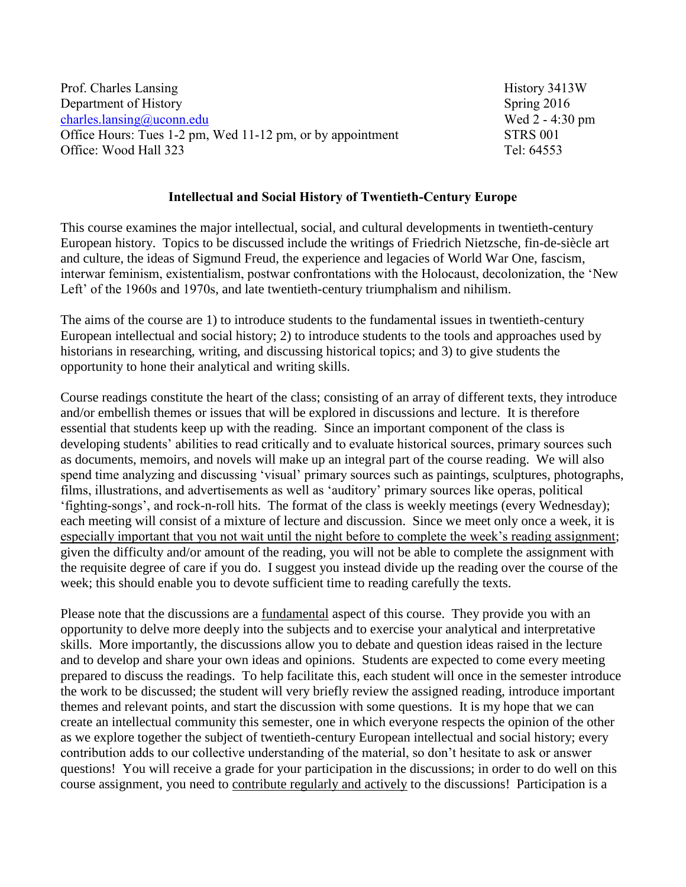Prof. Charles Lansing
Department of History
charles.lansing@uconn.edu
Office Hours: Tues 1-2 pm, Wed 11-12 pm, or by appointment
Office: Wood Hall 323

History 3413W
Spring 2016
Wed 2 - 4:30 pm
STRS 001
Tel: 64553

**Intellectual and Social History of Twentieth-Century Europe**

This course examines the major intellectual, social, and cultural developments in twentieth-century European history. Topics to be discussed include the writings of Friedrich Nietzsche, fin-de-siècle art and culture, the ideas of Sigmund Freud, the experience and legacies of World War One, fascism, interwar feminism, existentialism, postwar confrontations with the Holocaust, decolonization, the 'New Left' of the 1960s and 1970s, and late twentieth-century triumphalism and nihilism.

The aims of the course are 1) to introduce students to the fundamental issues in twentieth-century European intellectual and social history; 2) to introduce students to the tools and approaches used by historians in researching, writing, and discussing historical topics; and 3) to give students the opportunity to hone their analytical and writing skills.

Course readings constitute the heart of the class; consisting of an array of different texts, they introduce and/or embellish themes or issues that will be explored in discussions and lecture. It is therefore essential that students keep up with the reading. Since an important component of the class is developing students' abilities to read critically and to evaluate historical sources, primary sources such as documents, memoirs, and novels will make up an integral part of the course reading. We will also spend time analyzing and discussing 'visual' primary sources such as paintings, sculptures, photographs, films, illustrations, and advertisements as well as 'auditory' primary sources like operas, political 'fighting-songs', and rock-n-roll hits. The format of the class is weekly meetings (every Wednesday); each meeting will consist of a mixture of lecture and discussion. Since we meet only once a week, it is especially important that you not wait until the night before to complete the week's reading assignment; given the difficulty and/or amount of the reading, you will not be able to complete the assignment with the requisite degree of care if you do. I suggest you instead divide up the reading over the course of the week; this should enable you to devote sufficient time to reading carefully the texts.

Please note that the discussions are a fundamental aspect of this course. They provide you with an opportunity to delve more deeply into the subjects and to exercise your analytical and interpretative skills. More importantly, the discussions allow you to debate and question ideas raised in the lecture and to develop and share your own ideas and opinions. Students are expected to come every meeting prepared to discuss the readings. To help facilitate this, each student will once in the semester introduce the work to be discussed; the student will very briefly review the assigned reading, introduce important themes and relevant points, and start the discussion with some questions. It is my hope that we can create an intellectual community this semester, one in which everyone respects the opinion of the other as we explore together the subject of twentieth-century European intellectual and social history; every contribution adds to our collective understanding of the material, so don't hesitate to ask or answer questions! You will receive a grade for your participation in the discussions; in order to do well on this course assignment, you need to contribute regularly and actively to the discussions! Participation is a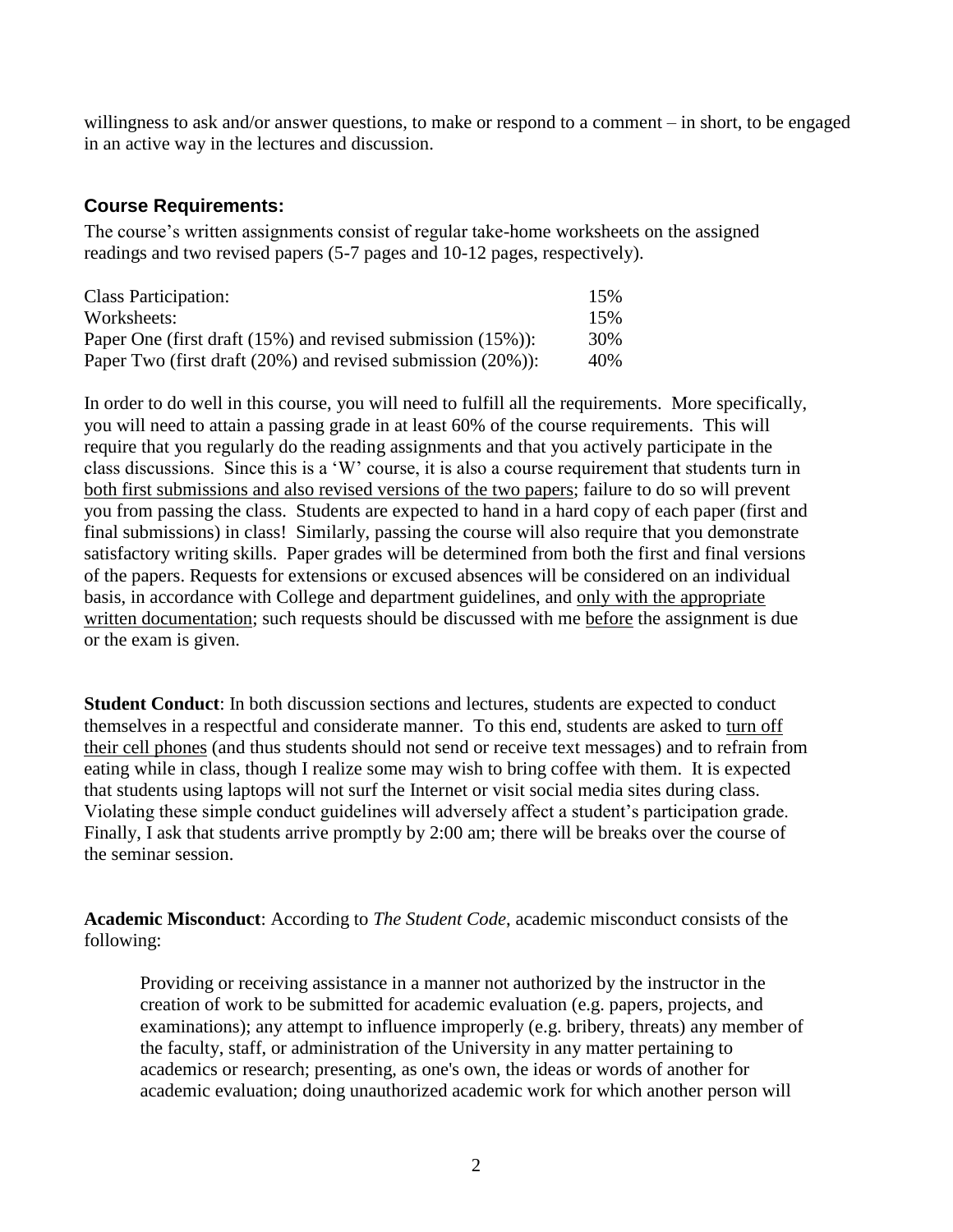willingness to ask and/or answer questions, to make or respond to a comment – in short, to be engaged in an active way in the lectures and discussion.

## Course Requirements:

The course's written assignments consist of regular take-home worksheets on the assigned readings and two revised papers (5-7 pages and 10-12 pages, respectively).

| | |
|---|---|
| Class Participation: | 15% |
| Worksheets: | 15% |
| Paper One (first draft (15%) and revised submission (15%)): | 30% |
| Paper Two (first draft (20%) and revised submission (20%)): | 40% |

In order to do well in this course, you will need to fulfill all the requirements. More specifically, you will need to attain a passing grade in at least 60% of the course requirements. This will require that you regularly do the reading assignments and that you actively participate in the class discussions. Since this is a 'W' course, it is also a course requirement that students turn in <u>both first submissions and also revised versions of the two papers</u>; failure to do so will prevent you from passing the class. Students are expected to hand in a hard copy of each paper (first and final submissions) in class! Similarly, passing the course will also require that you demonstrate satisfactory writing skills. Paper grades will be determined from both the first and final versions of the papers. Requests for extensions or excused absences will be considered on an individual basis, in accordance with College and department guidelines, and <u>only with the appropriate written documentation</u>; such requests should be discussed with me <u>before</u> the assignment is due or the exam is given.

**Student Conduct**: In both discussion sections and lectures, students are expected to conduct themselves in a respectful and considerate manner. To this end, students are asked to <u>turn off their cell phones</u> (and thus students should not send or receive text messages) and to refrain from eating while in class, though I realize some may wish to bring coffee with them. It is expected that students using laptops will not surf the Internet or visit social media sites during class. Violating these simple conduct guidelines will adversely affect a student's participation grade. Finally, I ask that students arrive promptly by 2:00 am; there will be breaks over the course of the seminar session.

**Academic Misconduct**: According to *The Student Code*, academic misconduct consists of the following:

> Providing or receiving assistance in a manner not authorized by the instructor in the creation of work to be submitted for academic evaluation (e.g. papers, projects, and examinations); any attempt to influence improperly (e.g. bribery, threats) any member of the faculty, staff, or administration of the University in any matter pertaining to academics or research; presenting, as one's own, the ideas or words of another for academic evaluation; doing unauthorized academic work for which another person will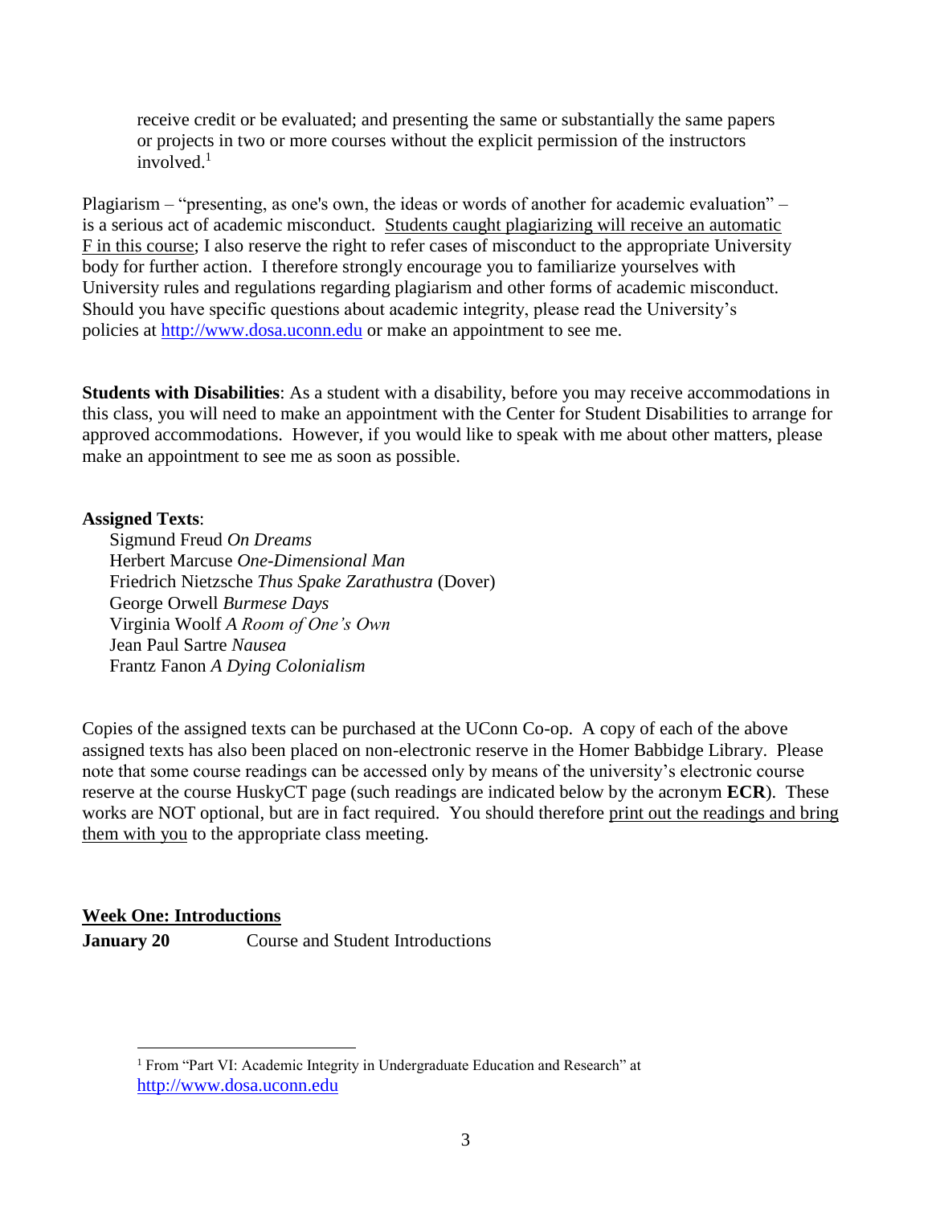receive credit or be evaluated; and presenting the same or substantially the same papers or projects in two or more courses without the explicit permission of the instructors involved.[1]

Plagiarism – "presenting, as one's own, the ideas or words of another for academic evaluation" – is a serious act of academic misconduct. Students caught plagiarizing will receive an automatic F in this course; I also reserve the right to refer cases of misconduct to the appropriate University body for further action. I therefore strongly encourage you to familiarize yourselves with University rules and regulations regarding plagiarism and other forms of academic misconduct. Should you have specific questions about academic integrity, please read the University's policies at http://www.dosa.uconn.edu or make an appointment to see me.

**Students with Disabilities**: As a student with a disability, before you may receive accommodations in this class, you will need to make an appointment with the Center for Student Disabilities to arrange for approved accommodations. However, if you would like to speak with me about other matters, please make an appointment to see me as soon as possible.

**Assigned Texts**:

Sigmund Freud *On Dreams*
Herbert Marcuse *One-Dimensional Man*
Friedrich Nietzsche *Thus Spake Zarathustra* (Dover)
George Orwell *Burmese Days*
Virginia Woolf *A Room of One's Own*
Jean Paul Sartre *Nausea*
Frantz Fanon *A Dying Colonialism*

Copies of the assigned texts can be purchased at the UConn Co-op. A copy of each of the above assigned texts has also been placed on non-electronic reserve in the Homer Babbidge Library. Please note that some course readings can be accessed only by means of the university's electronic course reserve at the course HuskyCT page (such readings are indicated below by the acronym **ECR**). These works are NOT optional, but are in fact required. You should therefore print out the readings and bring them with you to the appropriate class meeting.

## Week One: Introductions

**January 20** Course and Student Introductions

[1] From "Part VI: Academic Integrity in Undergraduate Education and Research" at http://www.dosa.uconn.edu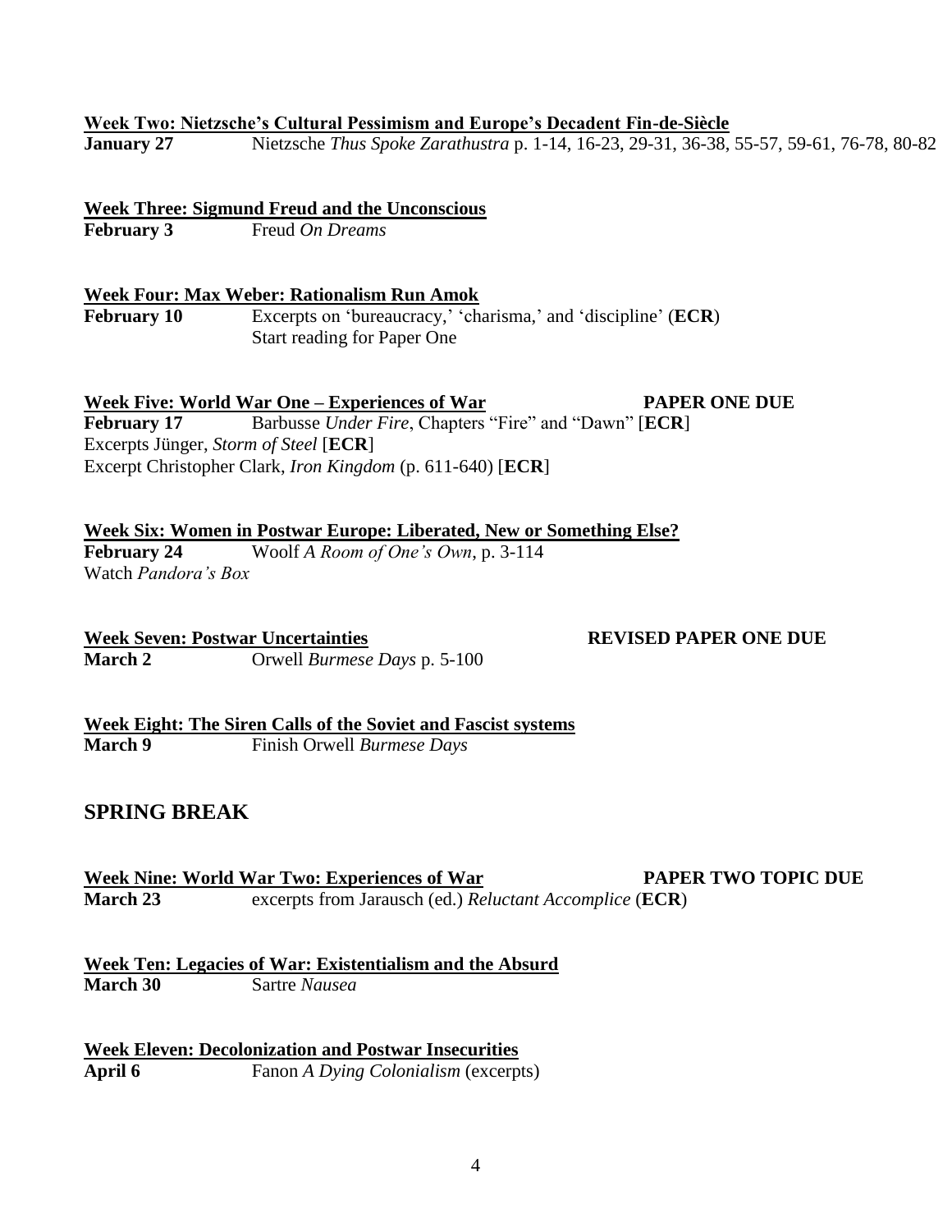**Week Two: Nietzsche's Cultural Pessimism and Europe's Decadent Fin-de-Siècle**
**January 27** Nietzsche *Thus Spoke Zarathustra* p. 1-14, 16-23, 29-31, 36-38, 55-57, 59-61, 76-78, 80-82

**Week Three: Sigmund Freud and the Unconscious**
**February 3** Freud *On Dreams*

**Week Four: Max Weber: Rationalism Run Amok**
**February 10** Excerpts on 'bureaucracy,' 'charisma,' and 'discipline' (**ECR**)
Start reading for Paper One

**Week Five: World War One – Experiences of War** **PAPER ONE DUE**
**February 17** Barbusse *Under Fire*, Chapters "Fire" and "Dawn" [**ECR**]
Excerpts Jünger, *Storm of Steel* [**ECR**]
Excerpt Christopher Clark, *Iron Kingdom* (p. 611-640) [**ECR**]

**Week Six: Women in Postwar Europe: Liberated, New or Something Else?**
**February 24** Woolf *A Room of One's Own*, p. 3-114
Watch *Pandora's Box*

**Week Seven: Postwar Uncertainties** **REVISED PAPER ONE DUE**
**March 2** Orwell *Burmese Days* p. 5-100

**Week Eight: The Siren Calls of the Soviet and Fascist systems**
**March 9** Finish Orwell *Burmese Days*

## SPRING BREAK

**Week Nine: World War Two: Experiences of War** **PAPER TWO TOPIC DUE**
**March 23** excerpts from Jarausch (ed.) *Reluctant Accomplice* (**ECR**)

**Week Ten: Legacies of War: Existentialism and the Absurd**
**March 30** Sartre *Nausea*

**Week Eleven: Decolonization and Postwar Insecurities**
**April 6** Fanon *A Dying Colonialism* (excerpts)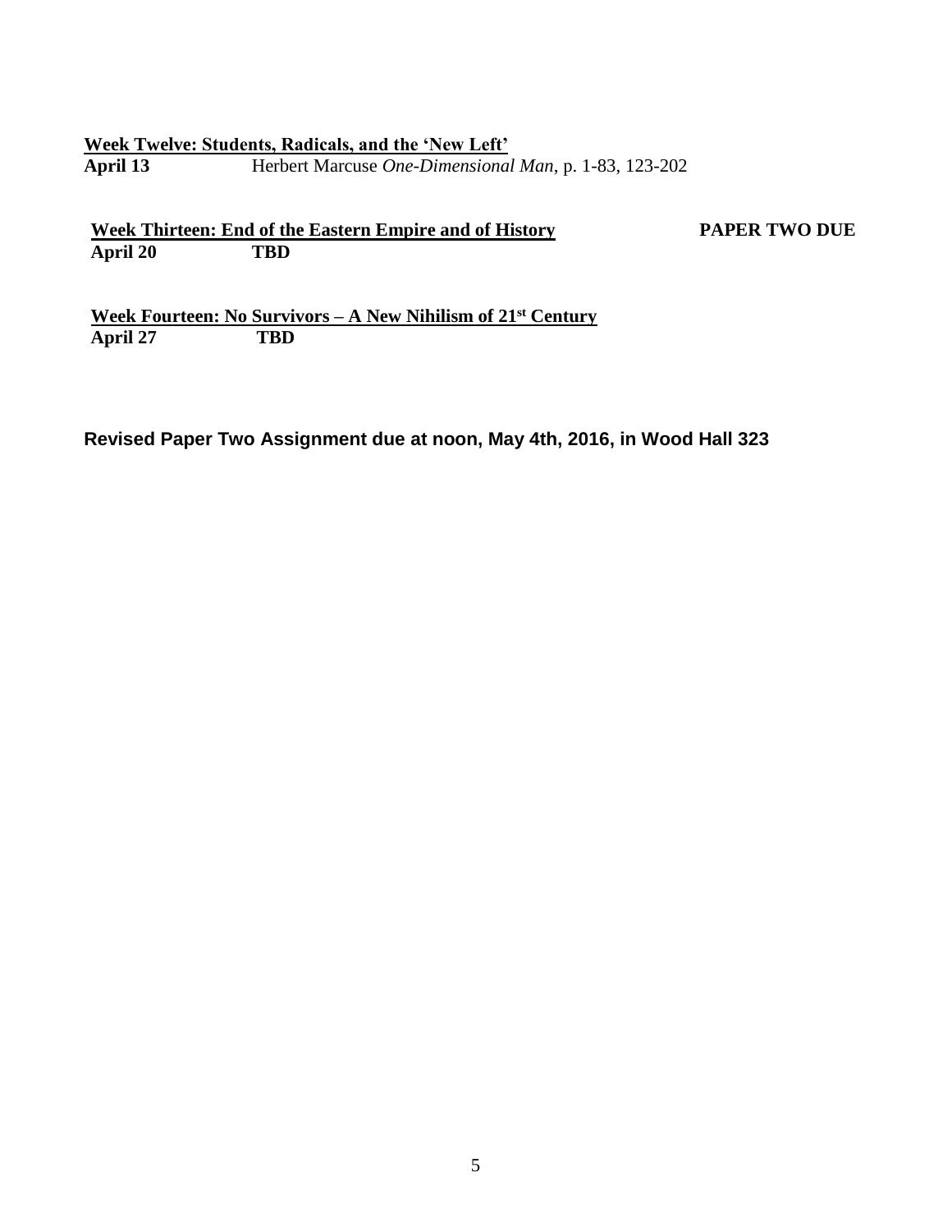**<u>Week Twelve: Students, Radicals, and the 'New Left'</u>**
**April 13** Herbert Marcuse *One-Dimensional Man*, p. 1-83, 123-202

**<u>Week Thirteen: End of the Eastern Empire and of History</u>** **PAPER TWO DUE**
**April 20** **TBD**

**<u>Week Fourteen: No Survivors – A New Nihilism of 21st Century</u>**
**April 27** **TBD**

**Revised Paper Two Assignment due at noon, May 4th, 2016, in Wood Hall 323**